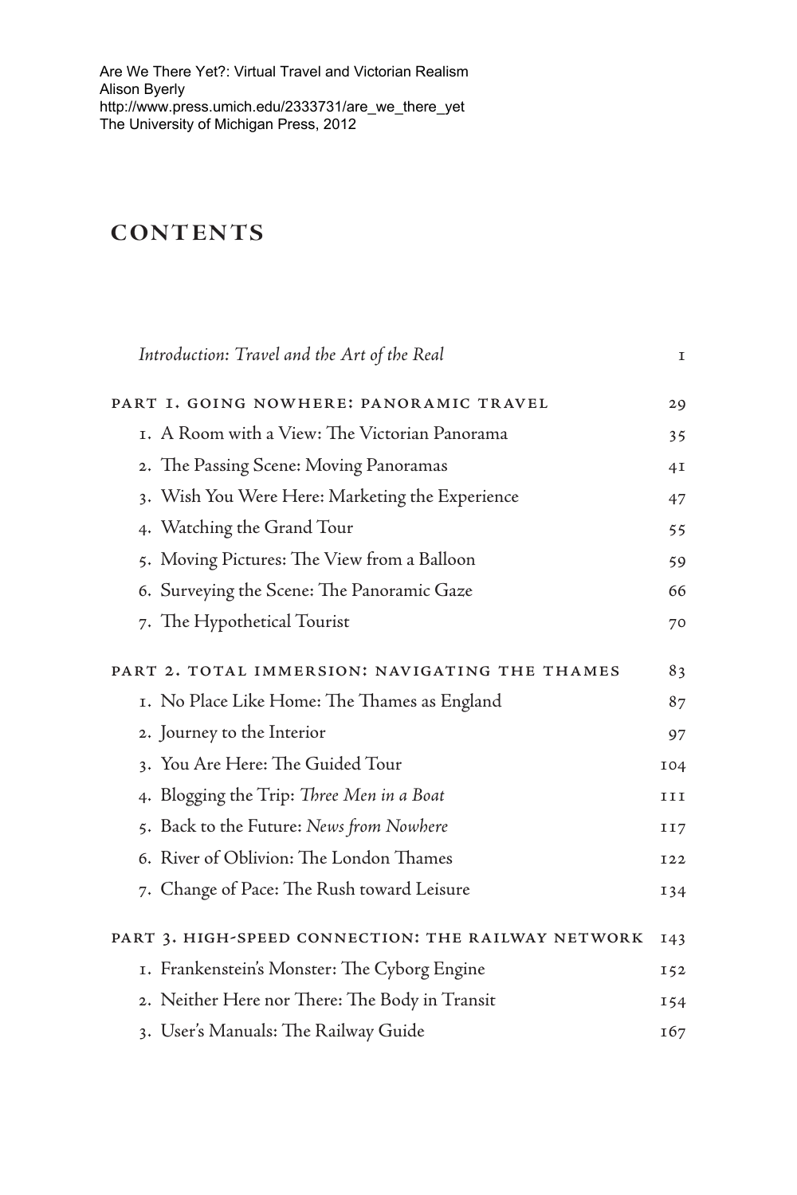Are We There Yet?: Virtual Travel and Victorian Realism
Alison Byerly
http://www.press.umich.edu/2333731/are_we_there_yet
The University of Michigan Press, 2012

# CONTENTS

*Introduction: Travel and the Art of the Real* 1

PART 1. GOING NOWHERE: PANORAMIC TRAVEL 29

1. A Room with a View: The Victorian Panorama 35
2. The Passing Scene: Moving Panoramas 41
3. Wish You Were Here: Marketing the Experience 47
4. Watching the Grand Tour 55
5. Moving Pictures: The View from a Balloon 59
6. Surveying the Scene: The Panoramic Gaze 66
7. The Hypothetical Tourist 70

PART 2. TOTAL IMMERSION: NAVIGATING THE THAMES 83

1. No Place Like Home: The Thames as England 87
2. Journey to the Interior 97
3. You Are Here: The Guided Tour 104
4. Blogging the Trip: *Three Men in a Boat* 111
5. Back to the Future: *News from Nowhere* 117
6. River of Oblivion: The London Thames 122
7. Change of Pace: The Rush toward Leisure 134

PART 3. HIGH-SPEED CONNECTION: THE RAILWAY NETWORK 143

1. Frankenstein's Monster: The Cyborg Engine 152
2. Neither Here nor There: The Body in Transit 154
3. User's Manuals: The Railway Guide 167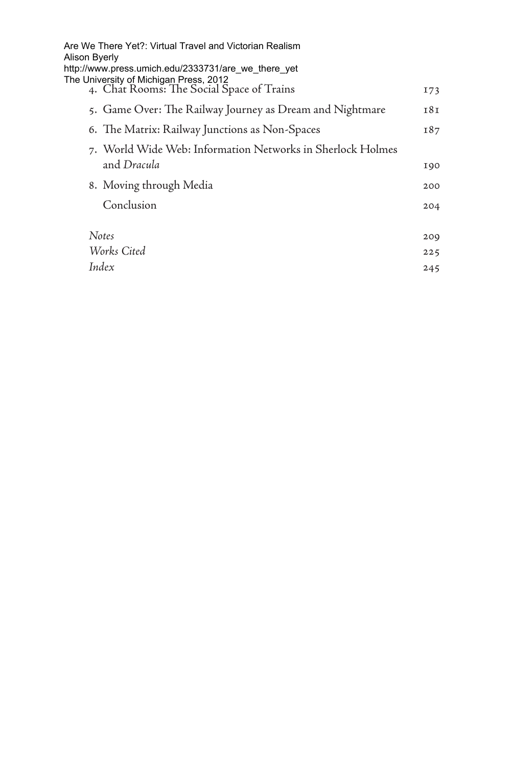4. Chat Rooms: The Social Space of Trains 173
5. Game Over: The Railway Journey as Dream and Nightmare 181
6. The Matrix: Railway Junctions as Non-Spaces 187
7. World Wide Web: Information Networks in Sherlock Holmes and *Dracula* 190
8. Moving through Media 200

Conclusion 204

*Notes* 209

*Works Cited* 225

*Index* 245